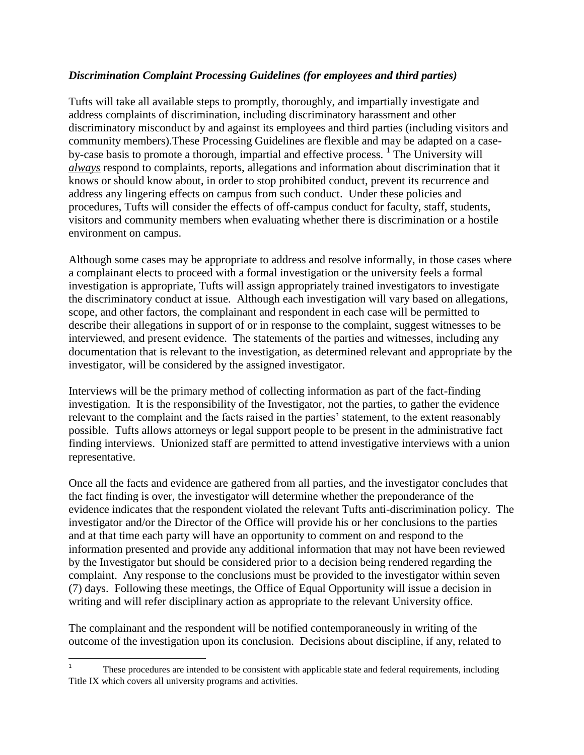***Discrimination Complaint Processing Guidelines (for employees and third parties)***

Tufts will take all available steps to promptly, thoroughly, and impartially investigate and address complaints of discrimination, including discriminatory harassment and other discriminatory misconduct by and against its employees and third parties (including visitors and community members).These Processing Guidelines are flexible and may be adapted on a case-by-case basis to promote a thorough, impartial and effective process. [1] The University will ***always*** respond to complaints, reports, allegations and information about discrimination that it knows or should know about, in order to stop prohibited conduct, prevent its recurrence and address any lingering effects on campus from such conduct. Under these policies and procedures, Tufts will consider the effects of off-campus conduct for faculty, staff, students, visitors and community members when evaluating whether there is discrimination or a hostile environment on campus.

Although some cases may be appropriate to address and resolve informally, in those cases where a complainant elects to proceed with a formal investigation or the university feels a formal investigation is appropriate, Tufts will assign appropriately trained investigators to investigate the discriminatory conduct at issue. Although each investigation will vary based on allegations, scope, and other factors, the complainant and respondent in each case will be permitted to describe their allegations in support of or in response to the complaint, suggest witnesses to be interviewed, and present evidence. The statements of the parties and witnesses, including any documentation that is relevant to the investigation, as determined relevant and appropriate by the investigator, will be considered by the assigned investigator.

Interviews will be the primary method of collecting information as part of the fact-finding investigation. It is the responsibility of the Investigator, not the parties, to gather the evidence relevant to the complaint and the facts raised in the parties' statement, to the extent reasonably possible. Tufts allows attorneys or legal support people to be present in the administrative fact finding interviews. Unionized staff are permitted to attend investigative interviews with a union representative.

Once all the facts and evidence are gathered from all parties, and the investigator concludes that the fact finding is over, the investigator will determine whether the preponderance of the evidence indicates that the respondent violated the relevant Tufts anti-discrimination policy. The investigator and/or the Director of the Office will provide his or her conclusions to the parties and at that time each party will have an opportunity to comment on and respond to the information presented and provide any additional information that may not have been reviewed by the Investigator but should be considered prior to a decision being rendered regarding the complaint. Any response to the conclusions must be provided to the investigator within seven (7) days. Following these meetings, the Office of Equal Opportunity will issue a decision in writing and will refer disciplinary action as appropriate to the relevant University office.

The complainant and the respondent will be notified contemporaneously in writing of the outcome of the investigation upon its conclusion. Decisions about discipline, if any, related to

---

[1] These procedures are intended to be consistent with applicable state and federal requirements, including Title IX which covers all university programs and activities.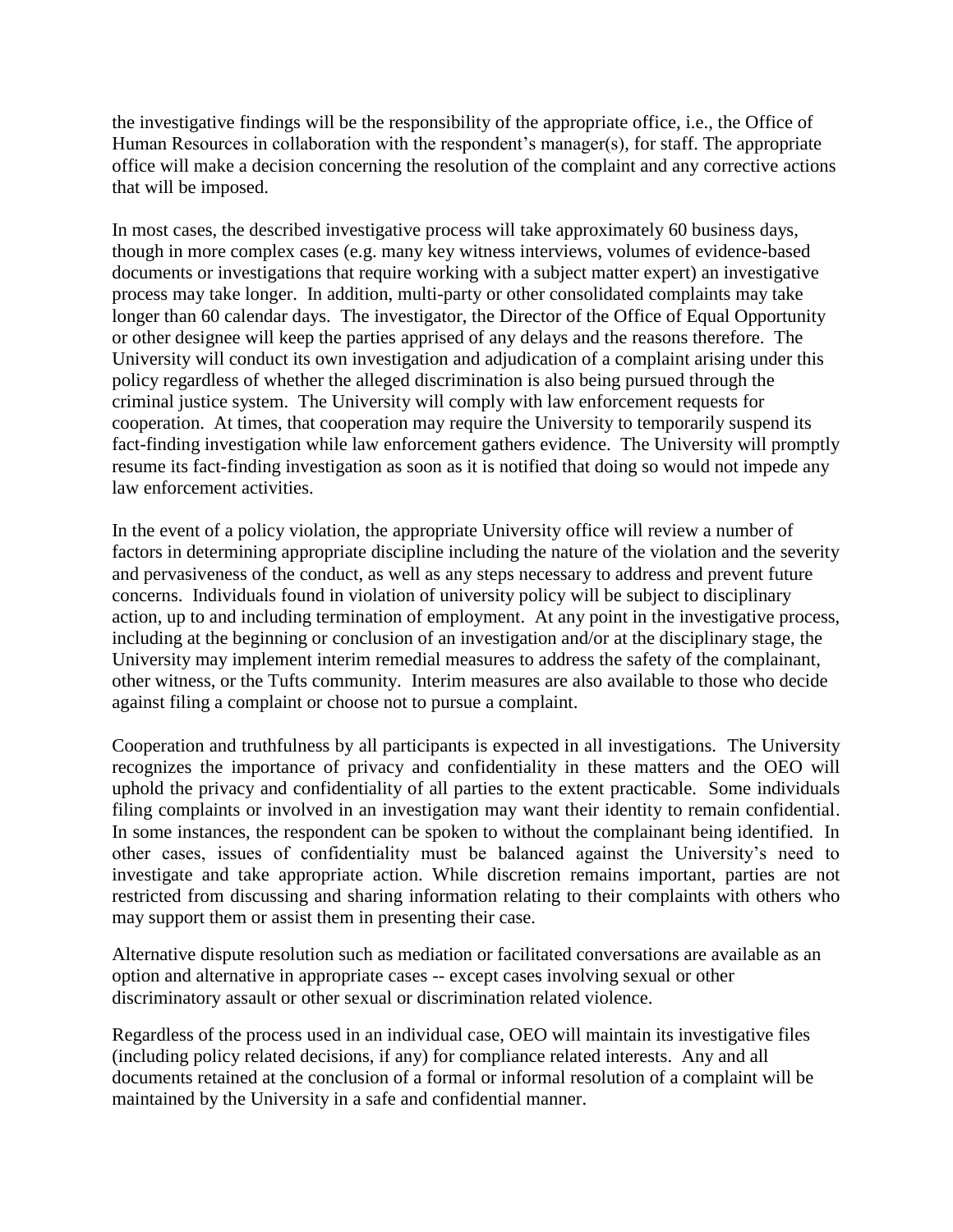the investigative findings will be the responsibility of the appropriate office, i.e., the Office of Human Resources in collaboration with the respondent's manager(s), for staff. The appropriate office will make a decision concerning the resolution of the complaint and any corrective actions that will be imposed.

In most cases, the described investigative process will take approximately 60 business days, though in more complex cases (e.g. many key witness interviews, volumes of evidence-based documents or investigations that require working with a subject matter expert) an investigative process may take longer. In addition, multi-party or other consolidated complaints may take longer than 60 calendar days. The investigator, the Director of the Office of Equal Opportunity or other designee will keep the parties apprised of any delays and the reasons therefore. The University will conduct its own investigation and adjudication of a complaint arising under this policy regardless of whether the alleged discrimination is also being pursued through the criminal justice system. The University will comply with law enforcement requests for cooperation. At times, that cooperation may require the University to temporarily suspend its fact-finding investigation while law enforcement gathers evidence. The University will promptly resume its fact-finding investigation as soon as it is notified that doing so would not impede any law enforcement activities.

In the event of a policy violation, the appropriate University office will review a number of factors in determining appropriate discipline including the nature of the violation and the severity and pervasiveness of the conduct, as well as any steps necessary to address and prevent future concerns. Individuals found in violation of university policy will be subject to disciplinary action, up to and including termination of employment. At any point in the investigative process, including at the beginning or conclusion of an investigation and/or at the disciplinary stage, the University may implement interim remedial measures to address the safety of the complainant, other witness, or the Tufts community. Interim measures are also available to those who decide against filing a complaint or choose not to pursue a complaint.

Cooperation and truthfulness by all participants is expected in all investigations. The University recognizes the importance of privacy and confidentiality in these matters and the OEO will uphold the privacy and confidentiality of all parties to the extent practicable. Some individuals filing complaints or involved in an investigation may want their identity to remain confidential. In some instances, the respondent can be spoken to without the complainant being identified. In other cases, issues of confidentiality must be balanced against the University's need to investigate and take appropriate action. While discretion remains important, parties are not restricted from discussing and sharing information relating to their complaints with others who may support them or assist them in presenting their case.

Alternative dispute resolution such as mediation or facilitated conversations are available as an option and alternative in appropriate cases -- except cases involving sexual or other discriminatory assault or other sexual or discrimination related violence.

Regardless of the process used in an individual case, OEO will maintain its investigative files (including policy related decisions, if any) for compliance related interests. Any and all documents retained at the conclusion of a formal or informal resolution of a complaint will be maintained by the University in a safe and confidential manner.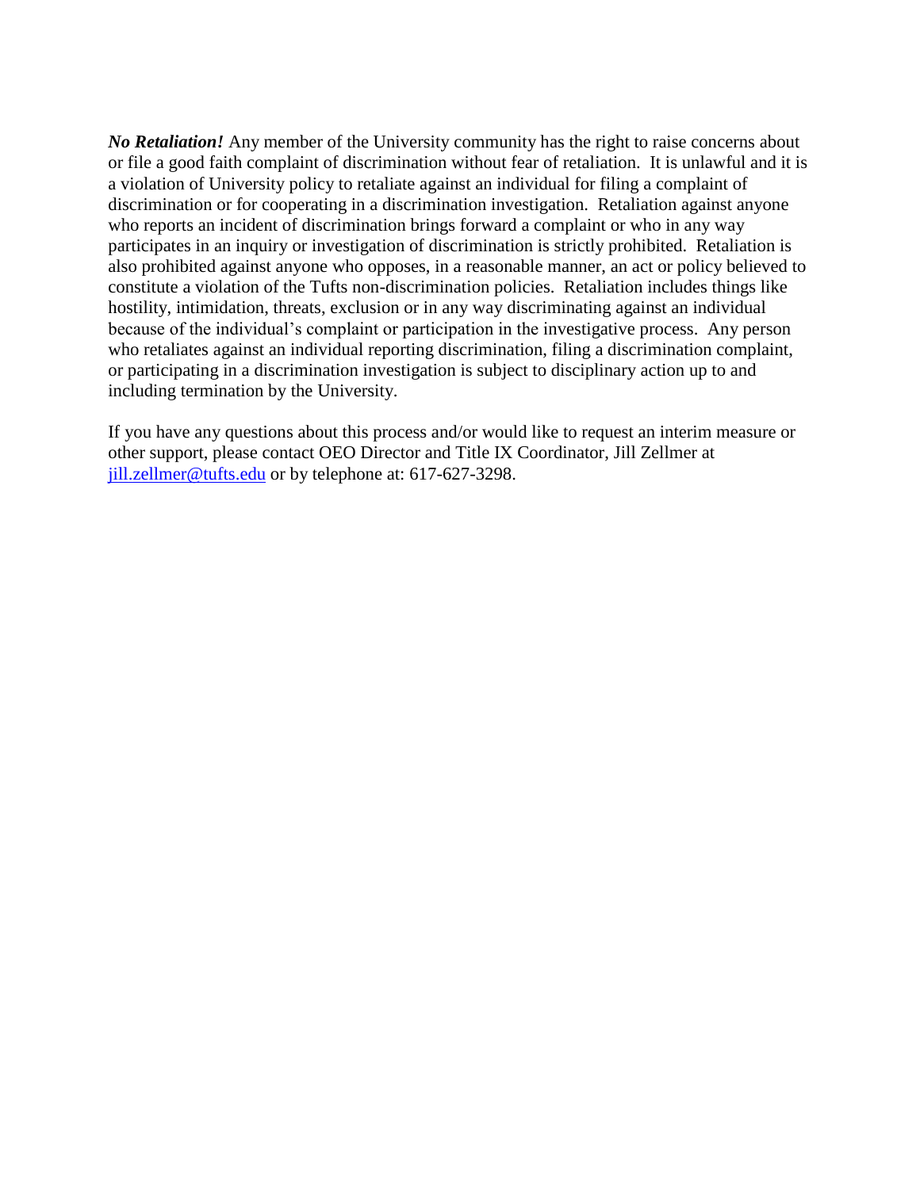***No Retaliation!*** Any member of the University community has the right to raise concerns about or file a good faith complaint of discrimination without fear of retaliation. It is unlawful and it is a violation of University policy to retaliate against an individual for filing a complaint of discrimination or for cooperating in a discrimination investigation. Retaliation against anyone who reports an incident of discrimination brings forward a complaint or who in any way participates in an inquiry or investigation of discrimination is strictly prohibited. Retaliation is also prohibited against anyone who opposes, in a reasonable manner, an act or policy believed to constitute a violation of the Tufts non-discrimination policies. Retaliation includes things like hostility, intimidation, threats, exclusion or in any way discriminating against an individual because of the individual's complaint or participation in the investigative process. Any person who retaliates against an individual reporting discrimination, filing a discrimination complaint, or participating in a discrimination investigation is subject to disciplinary action up to and including termination by the University.

If you have any questions about this process and/or would like to request an interim measure or other support, please contact OEO Director and Title IX Coordinator, Jill Zellmer at jill.zellmer@tufts.edu or by telephone at: 617-627-3298.